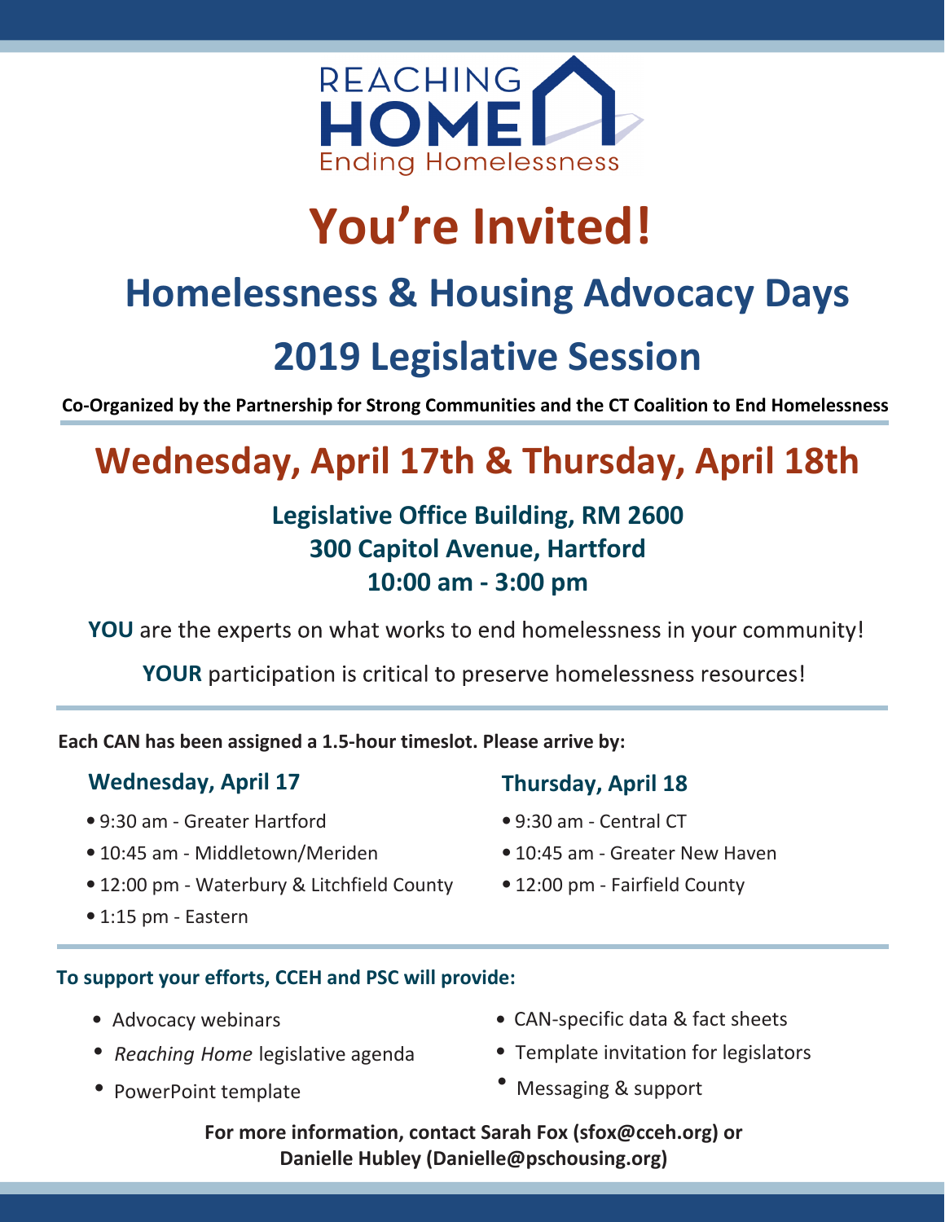REACHING
HOME
Ending Homelessness

# You're Invited!

## Homelessness & Housing Advocacy Days

## 2019 Legislative Session

**Co-Organized by the Partnership for Strong Communities and the CT Coalition to End Homelessness**

## Wednesday, April 17th & Thursday, April 18th

**Legislative Office Building, RM 2600**
**300 Capitol Avenue, Hartford**
**10:00 am - 3:00 pm**

**YOU** are the experts on what works to end homelessness in your community!

**YOUR** participation is critical to preserve homelessness resources!

**Each CAN has been assigned a 1.5-hour timeslot. Please arrive by:**

### Wednesday, April 17

- 9:30 am - Greater Hartford
- 10:45 am - Middletown/Meriden
- 12:00 pm - Waterbury & Litchfield County
- 1:15 pm - Eastern

### Thursday, April 18

- 9:30 am - Central CT
- 10:45 am - Greater New Haven
- 12:00 pm - Fairfield County

**To support your efforts, CCEH and PSC will provide:**

- Advocacy webinars
- *Reaching Home* legislative agenda
- PowerPoint template
- CAN-specific data & fact sheets
- Template invitation for legislators
- Messaging & support

**For more information, contact Sarah Fox (sfox@cceh.org) or Danielle Hubley (Danielle@pschousing.org)**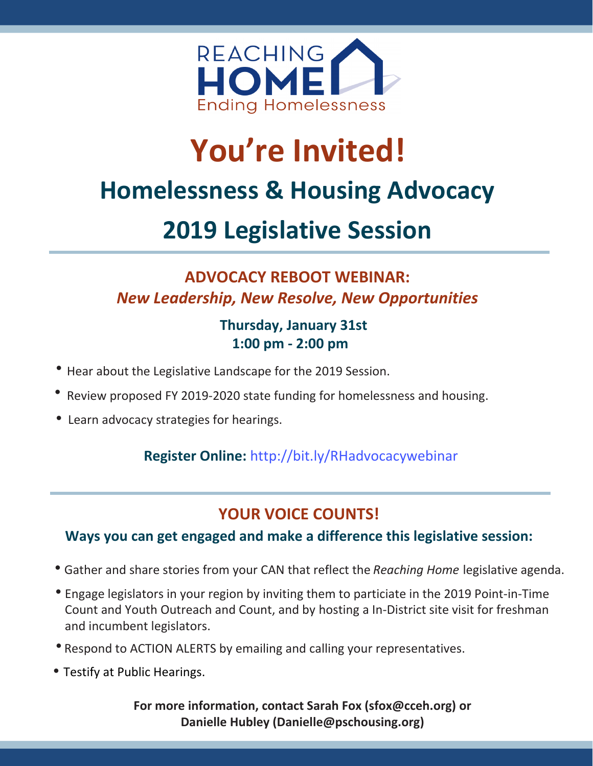REACHING
HOME
Ending Homelessness

# You're Invited!

## Homelessness & Housing Advocacy

## 2019 Legislative Session

### ADVOCACY REBOOT WEBINAR:

***New Leadership, New Resolve, New Opportunities***

**Thursday, January 31st**
**1:00 pm - 2:00 pm**

- Hear about the Legislative Landscape for the 2019 Session.
- Review proposed FY 2019-2020 state funding for homelessness and housing.
- Learn advocacy strategies for hearings.

**Register Online:** http://bit.ly/RHadvocacywebinar

### YOUR VOICE COUNTS!

**Ways you can get engaged and make a difference this legislative session:**

- Gather and share stories from your CAN that reflect the *Reaching Home* legislative agenda.
- Engage legislators in your region by inviting them to particiate in the 2019 Point-in-Time Count and Youth Outreach and Count, and by hosting a In-District site visit for freshman and incumbent legislators.
- Respond to ACTION ALERTS by emailing and calling your representatives.
- Testify at Public Hearings.

**For more information, contact Sarah Fox (sfox@cceh.org) or Danielle Hubley (Danielle@pschousing.org)**